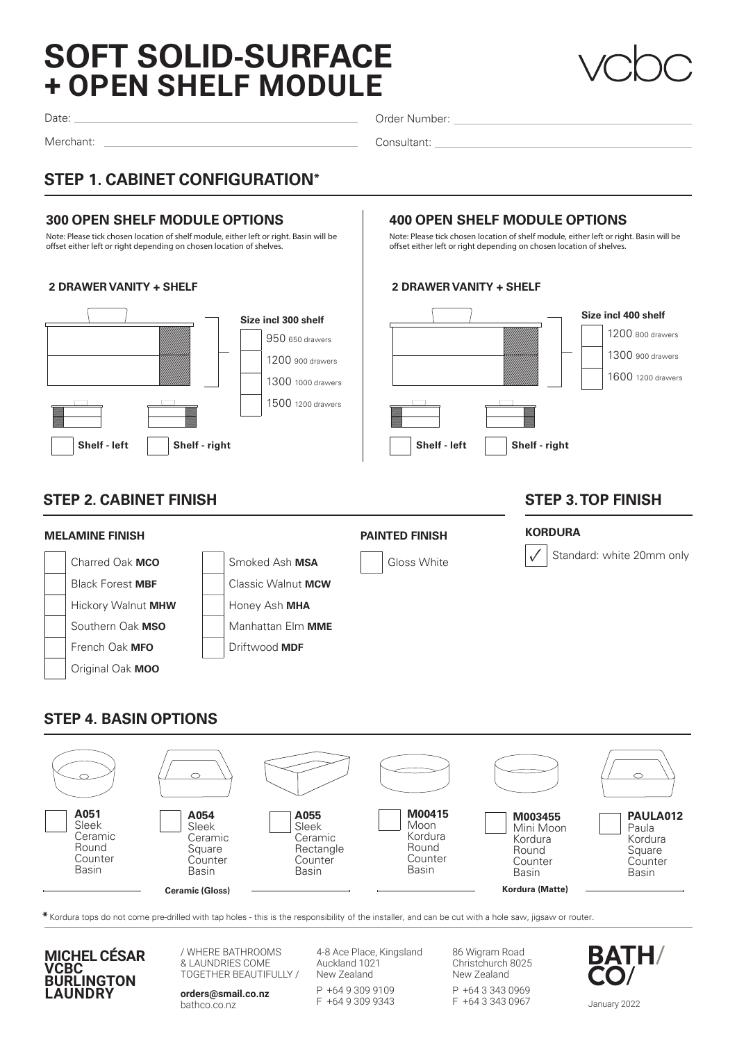# SOFT SOLID-SURFACE + OPEN SHELF MODULE

vcbc

Date: ______________________ Order Number: ______________________

Merchant: ______________________ Consultant: ______________________

## STEP 1. CABINET CONFIGURATION*

### 300 OPEN SHELF MODULE OPTIONS

Note: Please tick chosen location of shelf module, either left or right. Basin will be offset either left or right depending on chosen location of shelves.

**2 DRAWER VANITY + SHELF**

**Size incl 300 shelf**

- ☐ 950 650 drawers
- ☐ 1200 900 drawers
- ☐ 1300 1000 drawers
- ☐ 1500 1200 drawers

☐ **Shelf - left** ☐ **Shelf - right**

### 400 OPEN SHELF MODULE OPTIONS

Note: Please tick chosen location of shelf module, either left or right. Basin will be offset either left or right depending on chosen location of shelves.

**2 DRAWER VANITY + SHELF**

**Size incl 400 shelf**

- ☐ 1200 800 drawers
- ☐ 1300 900 drawers
- ☐ 1600 1200 drawers

☐ **Shelf - left** ☐ **Shelf - right**

## STEP 2. CABINET FINISH

**MELAMINE FINISH**

- ☐ Charred Oak **MCO**
- ☐ Black Forest **MBF**
- ☐ Hickory Walnut **MHW**
- ☐ Southern Oak **MSO**
- ☐ French Oak **MFO**
- ☐ Original Oak **MOO**
- ☐ Smoked Ash **MSA**
- ☐ Classic Walnut **MCW**
- ☐ Honey Ash **MHA**
- ☐ Manhattan Elm **MME**
- ☐ Driftwood **MDF**

**PAINTED FINISH**

- ☐ Gloss White

## STEP 3. TOP FINISH

**KORDURA**

- ✓ Standard: white 20mm only

## STEP 4. BASIN OPTIONS

**Ceramic (Gloss)**

- ☐ **A051** Sleek Ceramic Round Counter Basin
- ☐ **A054** Sleek Ceramic Square Counter Basin
- ☐ **A055** Sleek Ceramic Rectangle Counter Basin

**Kordura (Matte)**

- ☐ **M00415** Moon Kordura Round Counter Basin
- ☐ **M003455** Mini Moon Kordura Round Counter Basin
- ☐ **PAULA012** Paula Kordura Square Counter Basin

**\*** Kordura tops do not come pre-drilled with tap holes - this is the responsibility of the installer, and can be cut with a hole saw, jigsaw or router.

**MICHEL CÉSAR VCBC BURLINGTON LAUNDRY**

/ WHERE BATHROOMS & LAUNDRIES COME TOGETHER BEAUTIFULLY /

**orders@smail.co.nz**
bathco.co.nz

4-8 Ace Place, Kingsland
Auckland 1021
New Zealand
P +64 9 309 9109
F +64 9 309 9343

86 Wigram Road
Christchurch 8025
New Zealand
P +64 3 343 0969
F +64 3 343 0967

BATH/ CO/

January 2022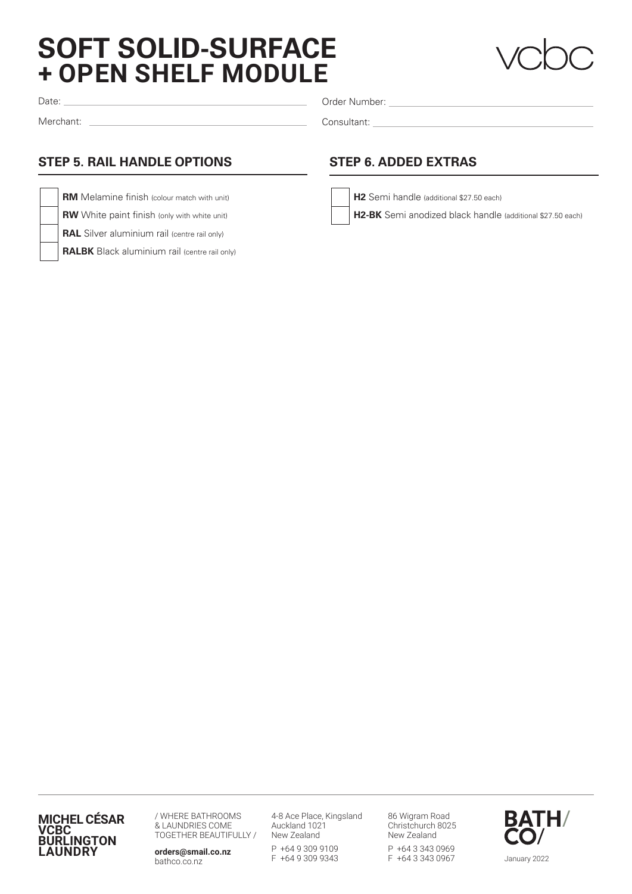# SOFT SOLID-SURFACE + OPEN SHELF MODULE

vcbc

Date: ______________________ Order Number: ______________________

Merchant: ______________________ Consultant: ______________________

## STEP 5. RAIL HANDLE OPTIONS

- [ ] **RM** Melamine finish (colour match with unit)
- [ ] **RW** White paint finish (only with white unit)
- [ ] **RAL** Silver aluminium rail (centre rail only)
- [ ] **RALBK** Black aluminium rail (centre rail only)

## STEP 6. ADDED EXTRAS

- [ ] **H2** Semi handle (additional $27.50 each)
- [ ] **H2-BK** Semi anodized black handle (additional $27.50 each)

---

**MICHEL CÉSAR**
**VCBC**
**BURLINGTON**
**LAUNDRY**

/ WHERE BATHROOMS & LAUNDRIES COME TOGETHER BEAUTIFULLY /

**orders@smail.co.nz**
bathco.co.nz

4-8 Ace Place, Kingsland
Auckland 1021
New Zealand
P +64 9 309 9109
F +64 9 309 9343

86 Wigram Road
Christchurch 8025
New Zealand
P +64 3 343 0969
F +64 3 343 0967

BATH/
CO/

January 2022